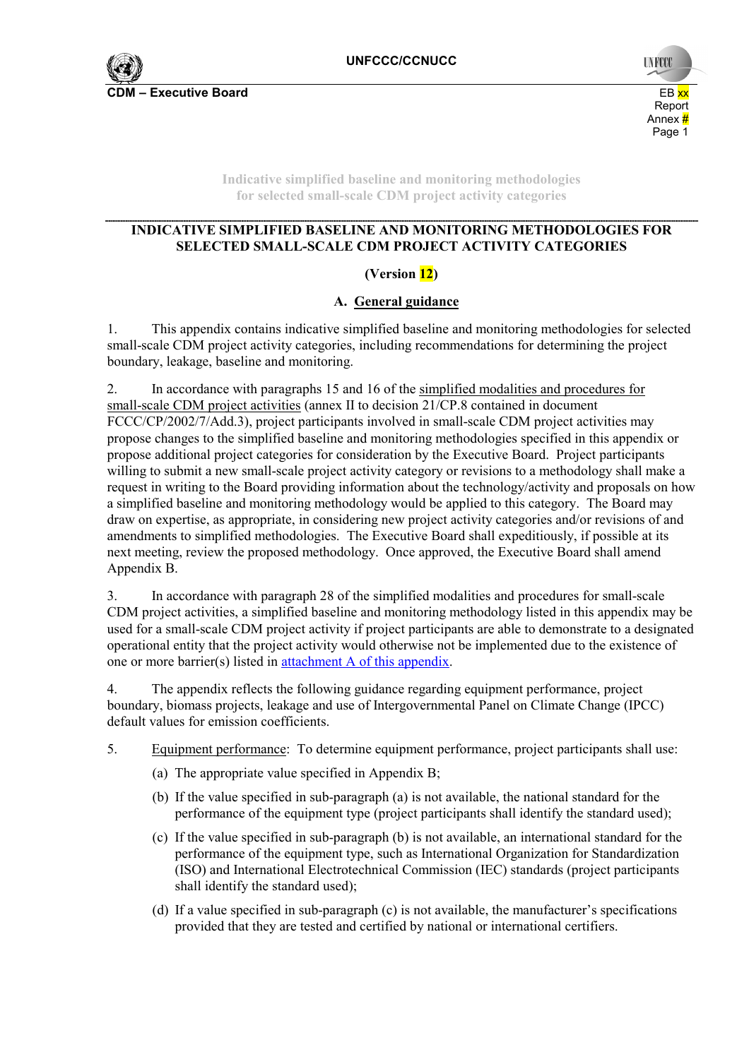# INDICATIVE SIMPLIFIED BASELINE AND MONITORING METHODOLOGIES FOR SELECTED SMALL-SCALE CDM PROJECT ACTIVITY CATEGORIES

**(Version 12)**

## A. General guidance

1. This appendix contains indicative simplified baseline and monitoring methodologies for selected small-scale CDM project activity categories, including recommendations for determining the project boundary, leakage, baseline and monitoring.

2. In accordance with paragraphs 15 and 16 of the simplified modalities and procedures for small-scale CDM project activities (annex II to decision 21/CP.8 contained in document FCCC/CP/2002/7/Add.3), project participants involved in small-scale CDM project activities may propose changes to the simplified baseline and monitoring methodologies specified in this appendix or propose additional project categories for consideration by the Executive Board. Project participants willing to submit a new small-scale project activity category or revisions to a methodology shall make a request in writing to the Board providing information about the technology/activity and proposals on how a simplified baseline and monitoring methodology would be applied to this category. The Board may draw on expertise, as appropriate, in considering new project activity categories and/or revisions of and amendments to simplified methodologies. The Executive Board shall expeditiously, if possible at its next meeting, review the proposed methodology. Once approved, the Executive Board shall amend Appendix B.

3. In accordance with paragraph 28 of the simplified modalities and procedures for small-scale CDM project activities, a simplified baseline and monitoring methodology listed in this appendix may be used for a small-scale CDM project activity if project participants are able to demonstrate to a designated operational entity that the project activity would otherwise not be implemented due to the existence of one or more barrier(s) listed in attachment A of this appendix.

4. The appendix reflects the following guidance regarding equipment performance, project boundary, biomass projects, leakage and use of Intergovernmental Panel on Climate Change (IPCC) default values for emission coefficients.

5. Equipment performance: To determine equipment performance, project participants shall use:

   (a) The appropriate value specified in Appendix B;

   (b) If the value specified in sub-paragraph (a) is not available, the national standard for the performance of the equipment type (project participants shall identify the standard used);

   (c) If the value specified in sub-paragraph (b) is not available, an international standard for the performance of the equipment type, such as International Organization for Standardization (ISO) and International Electrotechnical Commission (IEC) standards (project participants shall identify the standard used);

   (d) If a value specified in sub-paragraph (c) is not available, the manufacturer's specifications provided that they are tested and certified by national or international certifiers.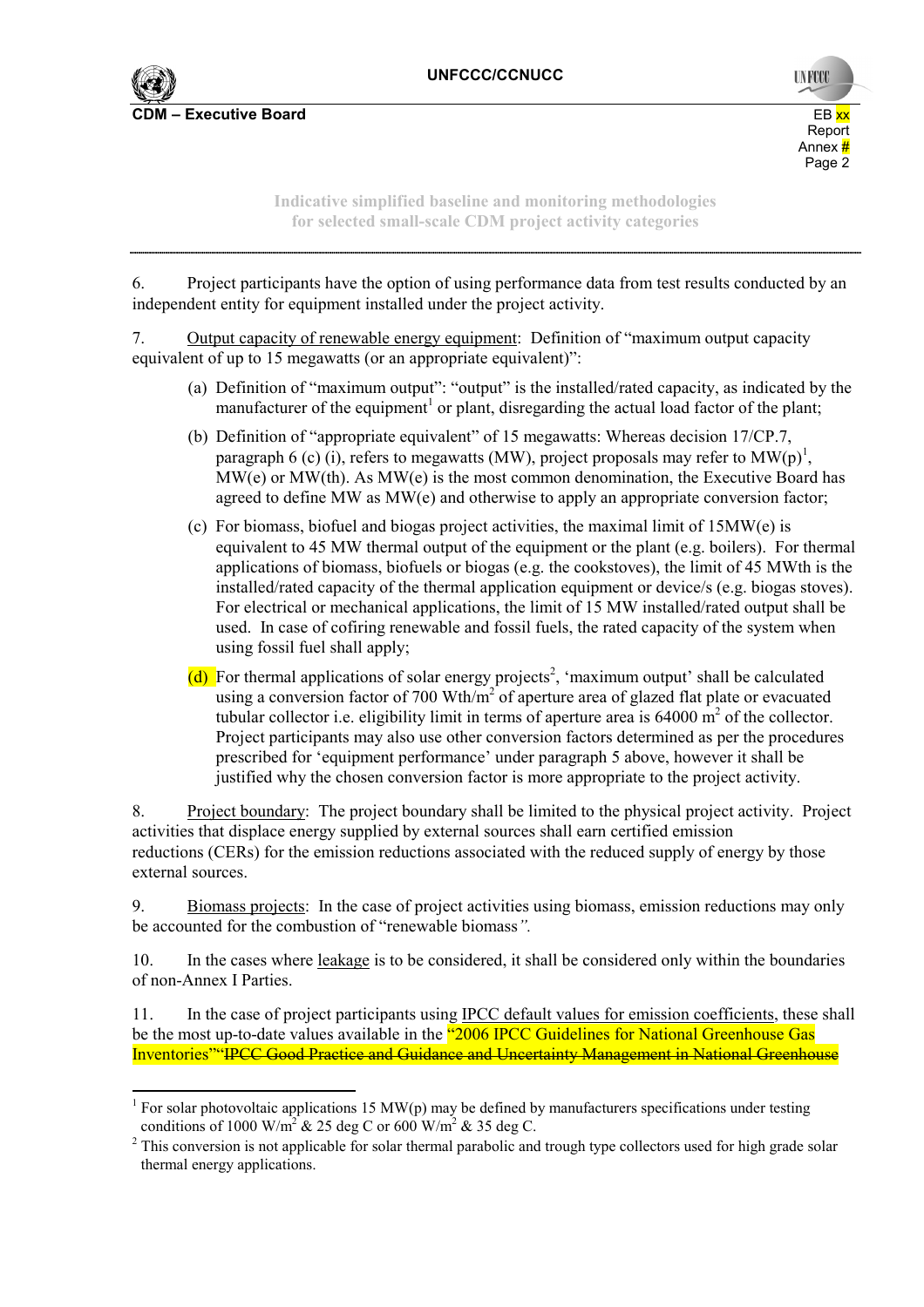Indicative simplified baseline and monitoring methodologies for selected small-scale CDM project activity categories

6. Project participants have the option of using performance data from test results conducted by an independent entity for equipment installed under the project activity.

7. Output capacity of renewable energy equipment: Definition of "maximum output capacity equivalent of up to 15 megawatts (or an appropriate equivalent)":

(a) Definition of "maximum output": "output" is the installed/rated capacity, as indicated by the manufacturer of the equipment[1] or plant, disregarding the actual load factor of the plant;

(b) Definition of "appropriate equivalent" of 15 megawatts: Whereas decision 17/CP.7, paragraph 6 (c) (i), refers to megawatts (MW), project proposals may refer to MW(p)[1], MW(e) or MW(th). As MW(e) is the most common denomination, the Executive Board has agreed to define MW as MW(e) and otherwise to apply an appropriate conversion factor;

(c) For biomass, biofuel and biogas project activities, the maximal limit of 15MW(e) is equivalent to 45 MW thermal output of the equipment or the plant (e.g. boilers). For thermal applications of biomass, biofuels or biogas (e.g. the cookstoves), the limit of 45 MWth is the installed/rated capacity of the thermal application equipment or device/s (e.g. biogas stoves). For electrical or mechanical applications, the limit of 15 MW installed/rated output shall be used. In case of cofiring renewable and fossil fuels, the rated capacity of the system when using fossil fuel shall apply;

(d) For thermal applications of solar energy projects[2], 'maximum output' shall be calculated using a conversion factor of 700 Wth/$m^2$ of aperture area of glazed flat plate or evacuated tubular collector i.e. eligibility limit in terms of aperture area is 64000 $m^2$ of the collector. Project participants may also use other conversion factors determined as per the procedures prescribed for 'equipment performance' under paragraph 5 above, however it shall be justified why the chosen conversion factor is more appropriate to the project activity.

8. Project boundary: The project boundary shall be limited to the physical project activity. Project activities that displace energy supplied by external sources shall earn certified emission reductions (CERs) for the emission reductions associated with the reduced supply of energy by those external sources.

9. Biomass projects: In the case of project activities using biomass, emission reductions may only be accounted for the combustion of "renewable biomass*".*

10. In the cases where leakage is to be considered, it shall be considered only within the boundaries of non-Annex I Parties.

11. In the case of project participants using IPCC default values for emission coefficients, these shall be the most up-to-date values available in the "2006 IPCC Guidelines for National Greenhouse Gas Inventories"~~"IPCC Good Practice and Guidance and Uncertainty Management in National Greenhouse~~

[1] For solar photovoltaic applications 15 MW(p) may be defined by manufacturers specifications under testing conditions of 1000 W/$m^2$ & 25 deg C or 600 W/$m^2$ & 35 deg C.

[2] This conversion is not applicable for solar thermal parabolic and trough type collectors used for high grade solar thermal energy applications.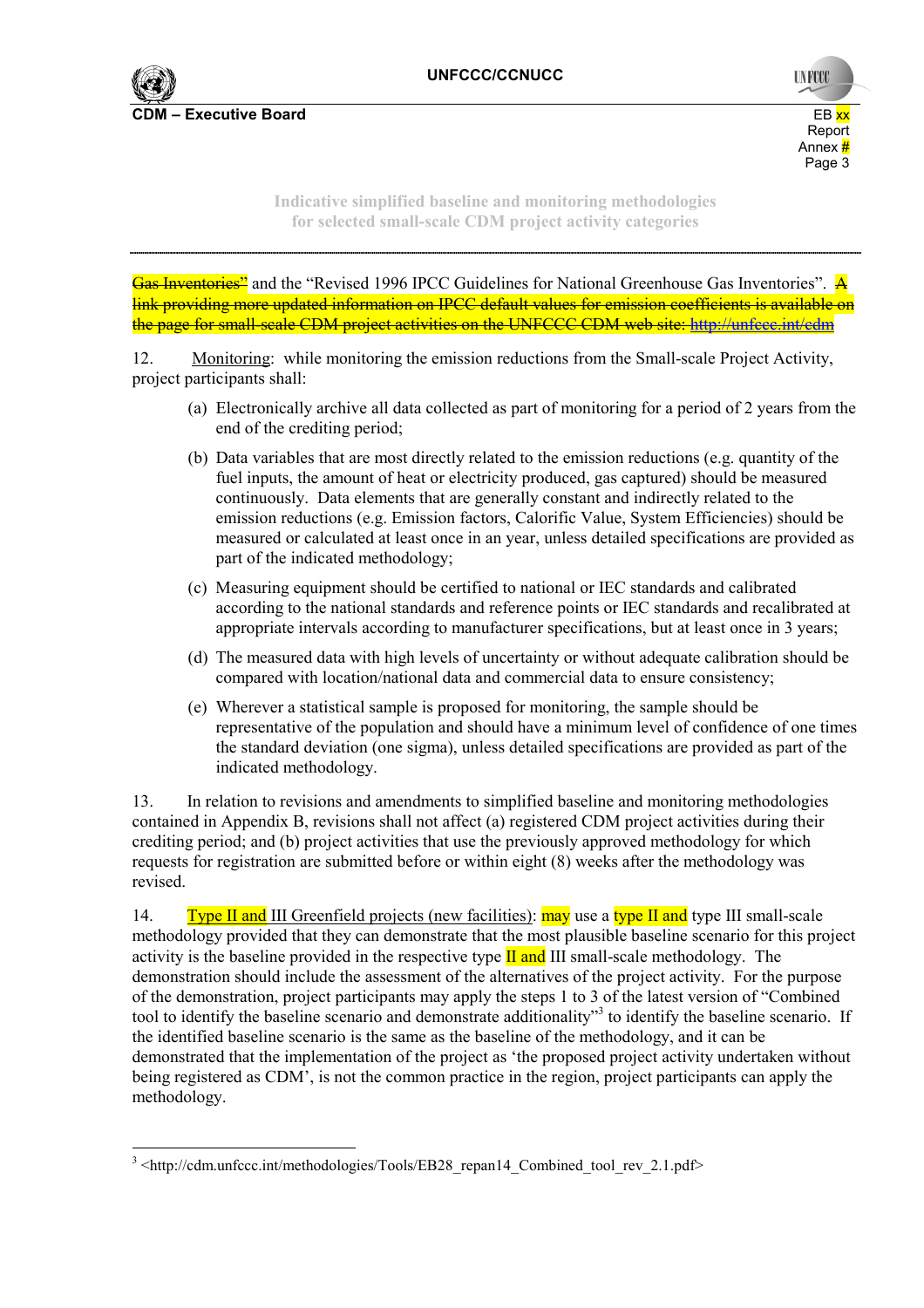Gas Inventories" and the "Revised 1996 IPCC Guidelines for National Greenhouse Gas Inventories". ~~A link providing more updated information on IPCC default values for emission coefficients is available on the page for small-scale CDM project activities on the UNFCCC CDM web site: http://unfccc.int/cdm~~

12. Monitoring: while monitoring the emission reductions from the Small-scale Project Activity, project participants shall:

(a) Electronically archive all data collected as part of monitoring for a period of 2 years from the end of the crediting period;

(b) Data variables that are most directly related to the emission reductions (e.g. quantity of the fuel inputs, the amount of heat or electricity produced, gas captured) should be measured continuously. Data elements that are generally constant and indirectly related to the emission reductions (e.g. Emission factors, Calorific Value, System Efficiencies) should be measured or calculated at least once in an year, unless detailed specifications are provided as part of the indicated methodology;

(c) Measuring equipment should be certified to national or IEC standards and calibrated according to the national standards and reference points or IEC standards and recalibrated at appropriate intervals according to manufacturer specifications, but at least once in 3 years;

(d) The measured data with high levels of uncertainty or without adequate calibration should be compared with location/national data and commercial data to ensure consistency;

(e) Wherever a statistical sample is proposed for monitoring, the sample should be representative of the population and should have a minimum level of confidence of one times the standard deviation (one sigma), unless detailed specifications are provided as part of the indicated methodology.

13. In relation to revisions and amendments to simplified baseline and monitoring methodologies contained in Appendix B, revisions shall not affect (a) registered CDM project activities during their crediting period; and (b) project activities that use the previously approved methodology for which requests for registration are submitted before or within eight (8) weeks after the methodology was revised.

14. Type II and III Greenfield projects (new facilities): may use a type II and type III small-scale methodology provided that they can demonstrate that the most plausible baseline scenario for this project activity is the baseline provided in the respective type II and III small-scale methodology. The demonstration should include the assessment of the alternatives of the project activity. For the purpose of the demonstration, project participants may apply the steps 1 to 3 of the latest version of "Combined tool to identify the baseline scenario and demonstrate additionality"[3] to identify the baseline scenario. If the identified baseline scenario is the same as the baseline of the methodology, and it can be demonstrated that the implementation of the project as 'the proposed project activity undertaken without being registered as CDM', is not the common practice in the region, project participants can apply the methodology.

[3] <http://cdm.unfccc.int/methodologies/Tools/EB28_repan14_Combined_tool_rev_2.1.pdf>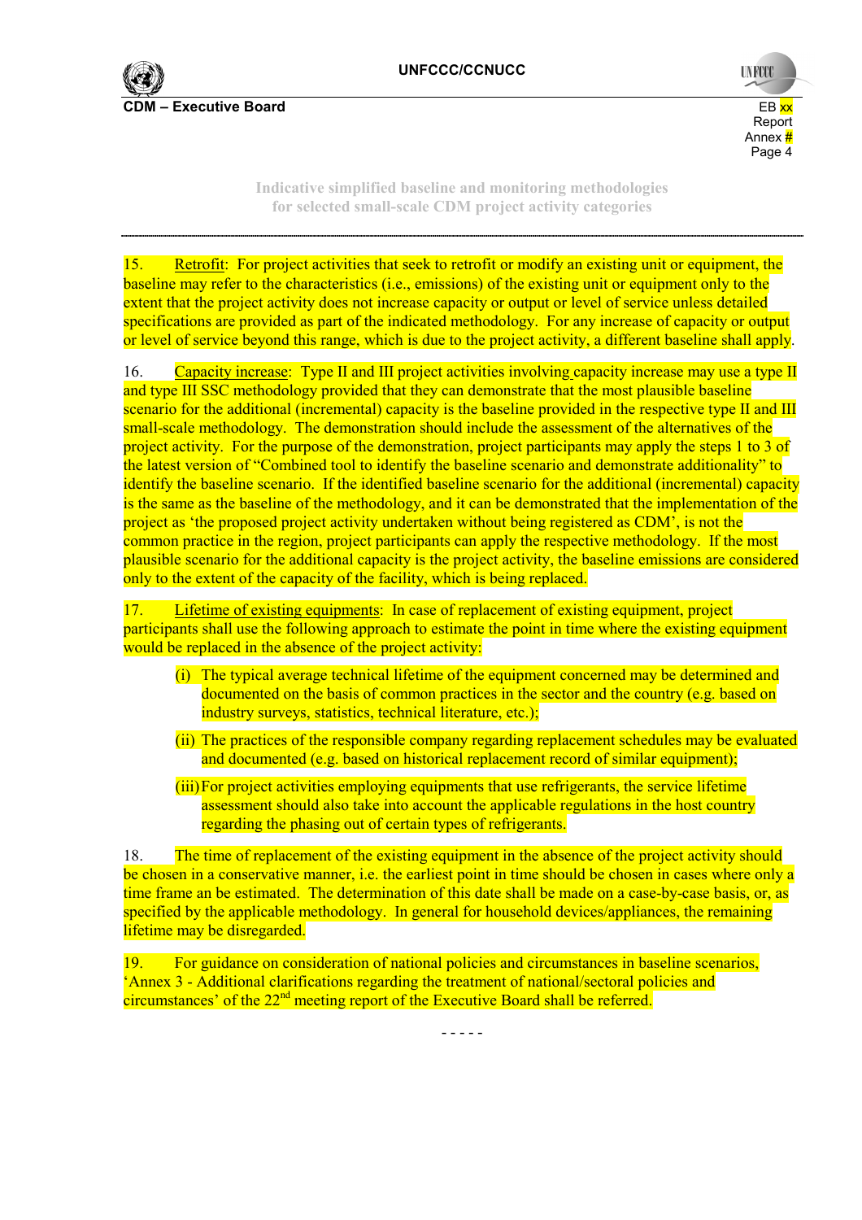15. Retrofit: For project activities that seek to retrofit or modify an existing unit or equipment, the baseline may refer to the characteristics (i.e., emissions) of the existing unit or equipment only to the extent that the project activity does not increase capacity or output or level of service unless detailed specifications are provided as part of the indicated methodology. For any increase of capacity or output or level of service beyond this range, which is due to the project activity, a different baseline shall apply.

16. Capacity increase: Type II and III project activities involving capacity increase may use a type II and type III SSC methodology provided that they can demonstrate that the most plausible baseline scenario for the additional (incremental) capacity is the baseline provided in the respective type II and III small-scale methodology. The demonstration should include the assessment of the alternatives of the project activity. For the purpose of the demonstration, project participants may apply the steps 1 to 3 of the latest version of "Combined tool to identify the baseline scenario and demonstrate additionality" to identify the baseline scenario. If the identified baseline scenario for the additional (incremental) capacity is the same as the baseline of the methodology, and it can be demonstrated that the implementation of the project as 'the proposed project activity undertaken without being registered as CDM', is not the common practice in the region, project participants can apply the respective methodology. If the most plausible scenario for the additional capacity is the project activity, the baseline emissions are considered only to the extent of the capacity of the facility, which is being replaced.

17. Lifetime of existing equipments: In case of replacement of existing equipment, project participants shall use the following approach to estimate the point in time where the existing equipment would be replaced in the absence of the project activity:

(i) The typical average technical lifetime of the equipment concerned may be determined and documented on the basis of common practices in the sector and the country (e.g. based on industry surveys, statistics, technical literature, etc.);

(ii) The practices of the responsible company regarding replacement schedules may be evaluated and documented (e.g. based on historical replacement record of similar equipment);

(iii) For project activities employing equipments that use refrigerants, the service lifetime assessment should also take into account the applicable regulations in the host country regarding the phasing out of certain types of refrigerants.

18. The time of replacement of the existing equipment in the absence of the project activity should be chosen in a conservative manner, i.e. the earliest point in time should be chosen in cases where only a time frame an be estimated. The determination of this date shall be made on a case-by-case basis, or, as specified by the applicable methodology. In general for household devices/appliances, the remaining lifetime may be disregarded.

19. For guidance on consideration of national policies and circumstances in baseline scenarios, 'Annex 3 - Additional clarifications regarding the treatment of national/sectoral policies and circumstances' of the 22nd meeting report of the Executive Board shall be referred.

- - - - -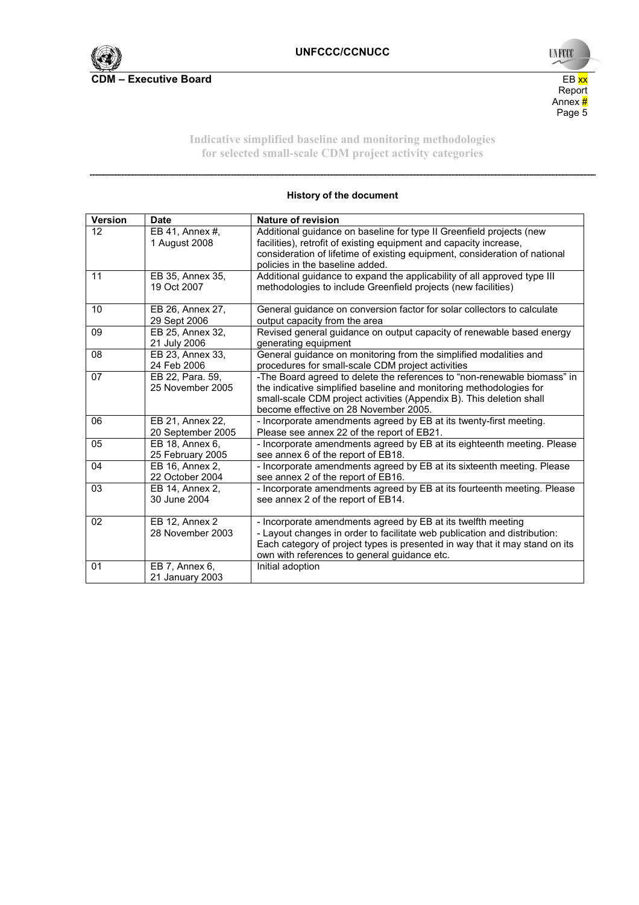**Indicative simplified baseline and monitoring methodologies for selected small-scale CDM project activity categories**

---

**History of the document**

| Version | Date | Nature of revision |
|---|---|---|
| 12 | EB 41, Annex #, 1 August 2008 | Additional guidance on baseline for type II Greenfield projects (new facilities), retrofit of existing equipment and capacity increase, consideration of lifetime of existing equipment, consideration of national policies in the baseline added. |
| 11 | EB 35, Annex 35, 19 Oct 2007 | Additional guidance to expand the applicability of all approved type III methodologies to include Greenfield projects (new facilities) |
| 10 | EB 26, Annex 27, 29 Sept 2006 | General guidance on conversion factor for solar collectors to calculate output capacity from the area |
| 09 | EB 25, Annex 32, 21 July 2006 | Revised general guidance on output capacity of renewable based energy generating equipment |
| 08 | EB 23, Annex 33, 24 Feb 2006 | General guidance on monitoring from the simplified modalities and procedures for small-scale CDM project activities |
| 07 | EB 22, Para. 59, 25 November 2005 | -The Board agreed to delete the references to "non-renewable biomass" in the indicative simplified baseline and monitoring methodologies for small-scale CDM project activities (Appendix B). This deletion shall become effective on 28 November 2005. |
| 06 | EB 21, Annex 22, 20 September 2005 | - Incorporate amendments agreed by EB at its twenty-first meeting. Please see annex 22 of the report of EB21. |
| 05 | EB 18, Annex 6, 25 February 2005 | - Incorporate amendments agreed by EB at its eighteenth meeting. Please see annex 6 of the report of EB18. |
| 04 | EB 16, Annex 2, 22 October 2004 | - Incorporate amendments agreed by EB at its sixteenth meeting. Please see annex 2 of the report of EB16. |
| 03 | EB 14, Annex 2, 30 June 2004 | - Incorporate amendments agreed by EB at its fourteenth meeting. Please see annex 2 of the report of EB14. |
| 02 | EB 12, Annex 2 28 November 2003 | - Incorporate amendments agreed by EB at its twelfth meeting<br>- Layout changes in order to facilitate web publication and distribution: Each category of project types is presented in way that it may stand on its own with references to general guidance etc. |
| 01 | EB 7, Annex 6, 21 January 2003 | Initial adoption |